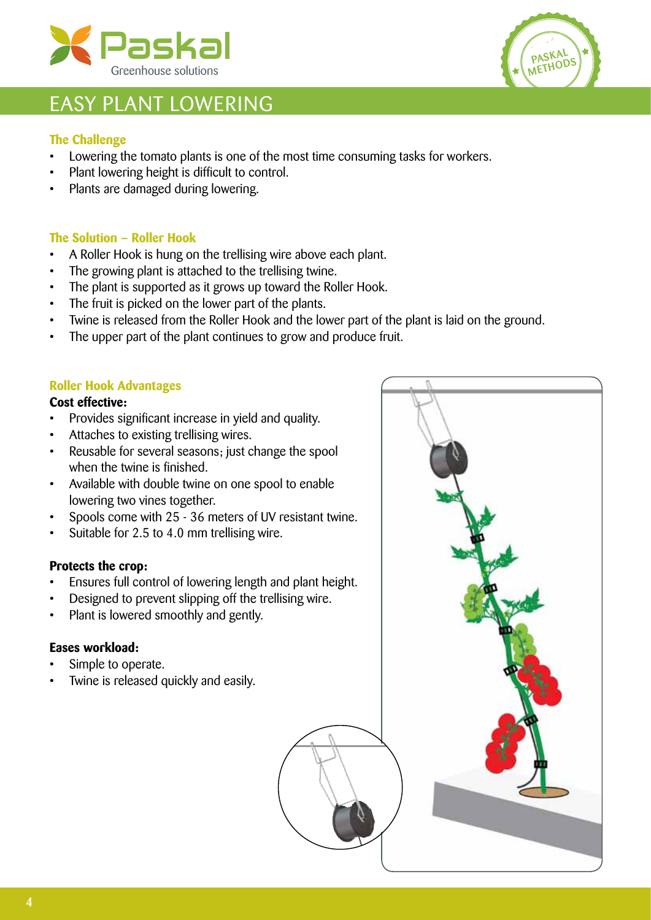Paskal
Greenhouse solutions

# EASY PLANT LOWERING

### The Challenge

- Lowering the tomato plants is one of the most time consuming tasks for workers.
- Plant lowering height is difficult to control.
- Plants are damaged during lowering.

### The Solution – Roller Hook

- A Roller Hook is hung on the trellising wire above each plant.
- The growing plant is attached to the trellising twine.
- The plant is supported as it grows up toward the Roller Hook.
- The fruit is picked on the lower part of the plants.
- Twine is released from the Roller Hook and the lower part of the plant is laid on the ground.
- The upper part of the plant continues to grow and produce fruit.

### Roller Hook Advantages

**Cost effective:**

- Provides significant increase in yield and quality.
- Attaches to existing trellising wires.
- Reusable for several seasons; just change the spool when the twine is finished.
- Available with double twine on one spool to enable lowering two vines together.
- Spools come with 25 - 36 meters of UV resistant twine.
- Suitable for 2.5 to 4.0 mm trellising wire.

**Protects the crop:**

- Ensures full control of lowering length and plant height.
- Designed to prevent slipping off the trellising wire.
- Plant is lowered smoothly and gently.

**Eases workload:**

- Simple to operate.
- Twine is released quickly and easily.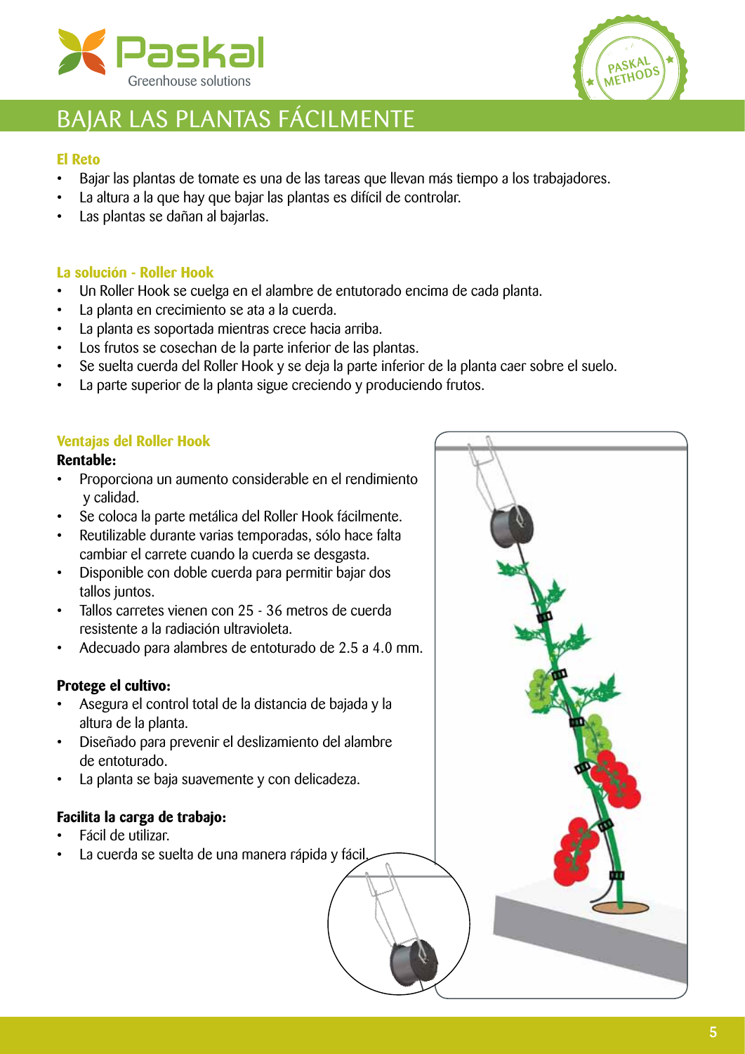# BAJAR LAS PLANTAS FÁCILMENTE

### El Reto

- Bajar las plantas de tomate es una de las tareas que llevan más tiempo a los trabajadores.
- La altura a la que hay que bajar las plantas es difícil de controlar.
- Las plantas se dañan al bajarlas.

### La solución - Roller Hook

- Un Roller Hook se cuelga en el alambre de entutorado encima de cada planta.
- La planta en crecimiento se ata a la cuerda.
- La planta es soportada mientras crece hacia arriba.
- Los frutos se cosechan de la parte inferior de las plantas.
- Se suelta cuerda del Roller Hook y se deja la parte inferior de la planta caer sobre el suelo.
- La parte superior de la planta sigue creciendo y produciendo frutos.

### Ventajas del Roller Hook

**Rentable:**

- Proporciona un aumento considerable en el rendimiento y calidad.
- Se coloca la parte metálica del Roller Hook fácilmente.
- Reutilizable durante varias temporadas, sólo hace falta cambiar el carrete cuando la cuerda se desgasta.
- Disponible con doble cuerda para permitir bajar dos tallos juntos.
- Tallos carretes vienen con 25 - 36 metros de cuerda resistente a la radiación ultravioleta.
- Adecuado para alambres de entoturado de 2.5 a 4.0 mm.

**Protege el cultivo:**

- Asegura el control total de la distancia de bajada y la altura de la planta.
- Diseñado para prevenir el deslizamiento del alambre de entoturado.
- La planta se baja suavemente y con delicadeza.

**Facilita la carga de trabajo:**

- Fácil de utilizar.
- La cuerda se suelta de una manera rápida y fácil.